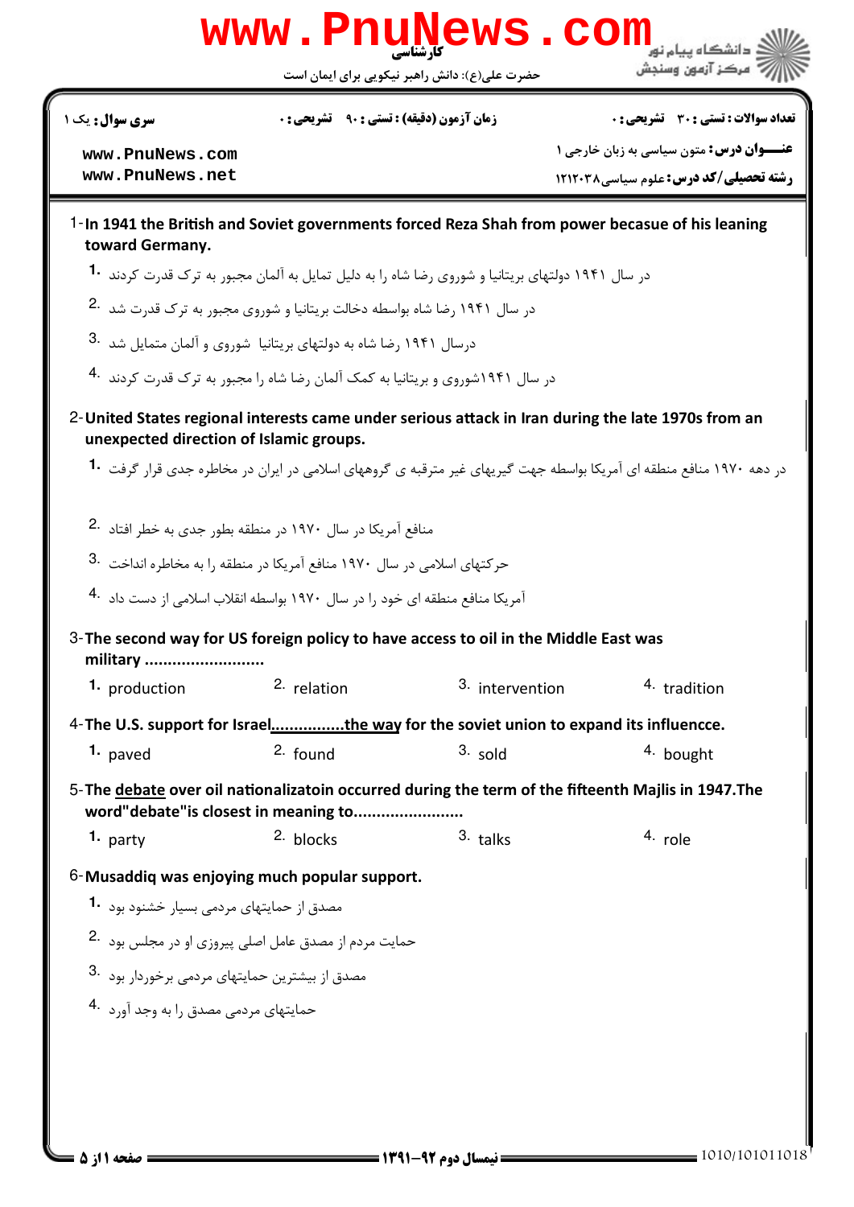کارشناسی

حضرت علی(ع): دانش راهبر نیکویی برای ایمان است

| سری سوال: یک ۱ | زمان آزمون (دقیقه) : تستی : ۹۰ تشریحی : ۰ | تعداد سوالات : تستی : ۳۰ تشریحی : ۰ |
|---|---|---|
| www.PnuNews.com www.PnuNews.net | | عنــــوان درس: متون سیاسی به زبان خارجی ۱ |
| | | رشته تحصیلی/کد درس: علوم سیاسی ۱۲۱۲۰۳۸ |

1-**In 1941 the British and Soviet governments forced Reza Shah from power becasue of his leaning toward Germany.**

1. در سال ۱۹۴۱ دولتهای بریتانیا و شوروی رضا شاه را به دلیل تمایل به آلمان مجبور به ترک قدرت کردند
2. در سال ۱۹۴۱ رضا شاه بواسطه دخالت بریتانیا و شوروی مجبور به ترک قدرت شد
3. درسال ۱۹۴۱ رضا شاه به دولتهای بریتانیا شوروی و آلمان متمایل شد
4. در سال ۱۹۴۱شوروی و بریتانیا به کمک آلمان رضا شاه را مجبور به ترک قدرت کردند

2-**United States regional interests came under serious attack in Iran during the late 1970s from an unexpected direction of Islamic groups.**

1. در دهه ۱۹۷۰ منافع منطقه ای آمریکا بواسطه جهت گیریهای غیر مترقبه ی گروههای اسلامی در ایران در مخاطره جدی قرار گرفت
2. منافع آمریکا در سال ۱۹۷۰ در منطقه بطور جدی به خطر افتاد
3. حرکتهای اسلامی در سال ۱۹۷۰ منافع آمریکا در منطقه را به مخاطره انداخت
4. آمریکا منافع منطقه ای خود را در سال ۱۹۷۰ بواسطه انقلاب اسلامی از دست داد

3-**The second way for US foreign policy to have access to oil in the Middle East was military ..........................**

1. production
2. relation
3. intervention
4. tradition

4-**The U.S. support for Israel<u>...............the way</u> for the soviet union to expand its influencce.**

1. paved
2. found
3. sold
4. bought

5-**The <u>debate</u> over oil nationalizatoin occurred during the term of the fifteenth Majlis in 1947.The word"debate"is closest in meaning to.......................**

1. party
2. blocks
3. talks
4. role

6-**Musaddiq was enjoying much popular support.**

1. مصدق از حمایتهای مردمی بسیار خشنود بود
2. حمایت مردم از مصدق عامل اصلی پیروزی او در مجلس بود
3. مصدق از بیشترین حمایتهای مردمی برخوردار بود
4. حمایتهای مردمی مصدق را به وجود آورد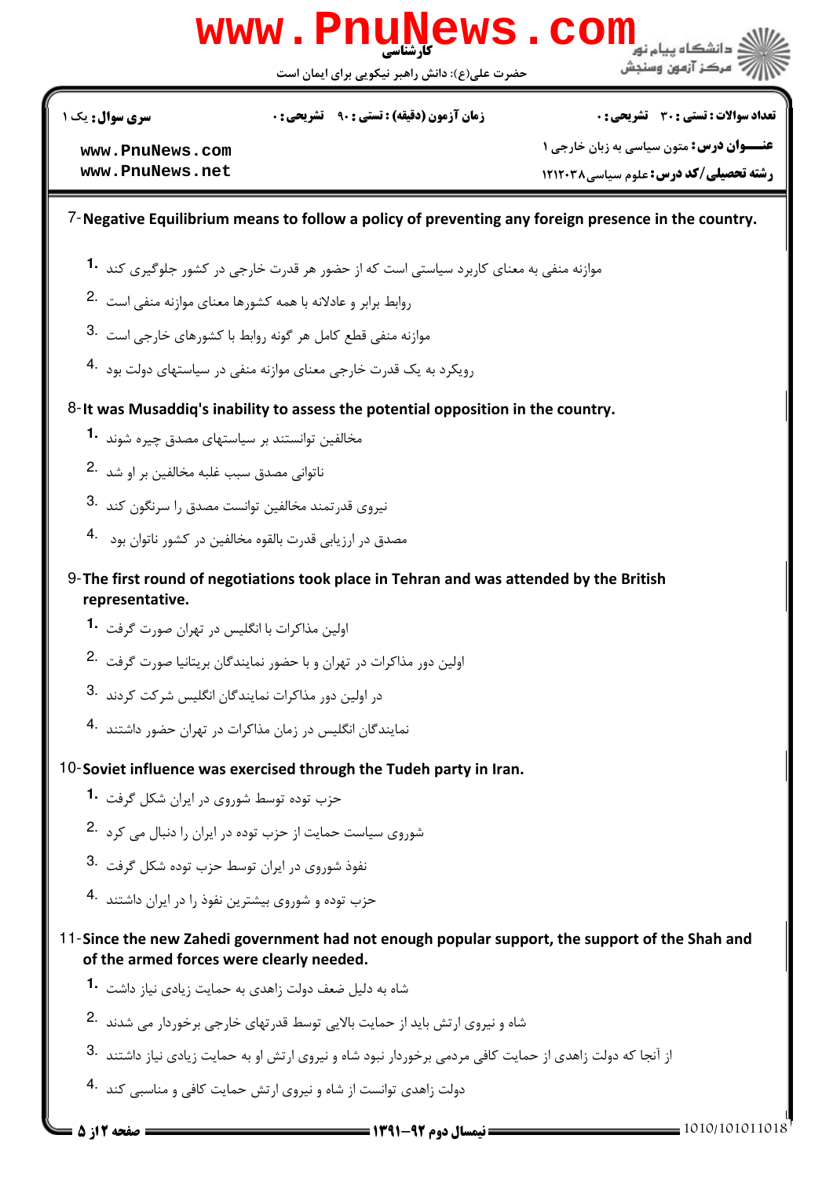7-**Negative Equilibrium means to follow a policy of preventing any foreign presence in the country.**

1. موازنه منفی به معنای کاربرد سیاستی است که از حضور هر قدرت خارجی در کشور جلوگیری کند
2. روابط برابر و عادلانه با همه کشورها معنای موازنه منفی است
3. موازنه منفی قطع کامل هر گونه روابط با کشورهای خارجی است
4. رویکرد به یک قدرت خارجی معنای موازنه منفی در سیاستهای دولت بود

8-**It was Musaddiq's inability to assess the potential opposition in the country.**

1. مخالفین توانستند بر سیاستهای مصدق چیره شوند
2. ناتوانی مصدق سبب غلبه مخالفین بر او شد
3. نیروی قدرتمند مخالفین توانست مصدق را سرنگون کند
4. مصدق در ارزیابی قدرت بالقوه مخالفین در کشور ناتوان بود

9-**The first round of negotiations took place in Tehran and was attended by the British representative.**

1. اولین مذاکرات با انگلیس در تهران صورت گرفت
2. اولین دور مذاکرات در تهران و با حضور نمایندگان بریتانیا صورت گرفت
3. در اولین دور مذاکرات نمایندگان انگلیس شرکت کردند
4. نمایندگان انگلیس در زمان مذاکرات در تهران حضور داشتند

10-**Soviet influence was exercised through the Tudeh party in Iran.**

1. حزب توده توسط شوروی در ایران شکل گرفت
2. شوروی سیاست حمایت از حزب توده در ایران را دنبال می کرد
3. نفوذ شوروی در ایران توسط حزب توده شکل گرفت
4. حزب توده و شوروی بیشترین نفوذ را در ایران داشتند

11-**Since the new Zahedi government had not enough popular support, the support of the Shah and of the armed forces were clearly needed.**

1. شاه به دلیل ضعف دولت زاهدی به حمایت زیادی نیاز داشت
2. شاه و نیروی ارتش باید از حمایت بالایی توسط قدرتهای خارجی برخوردار می شدند
3. از آنجا که دولت زاهدی از حمایت کافی مردمی برخوردار نبود شاه و نیروی ارتش او به حمایت زیادی نیاز داشتند
4. دولت زاهدی توانست از شاه و نیروی ارتش حمایت کافی و مناسبی کند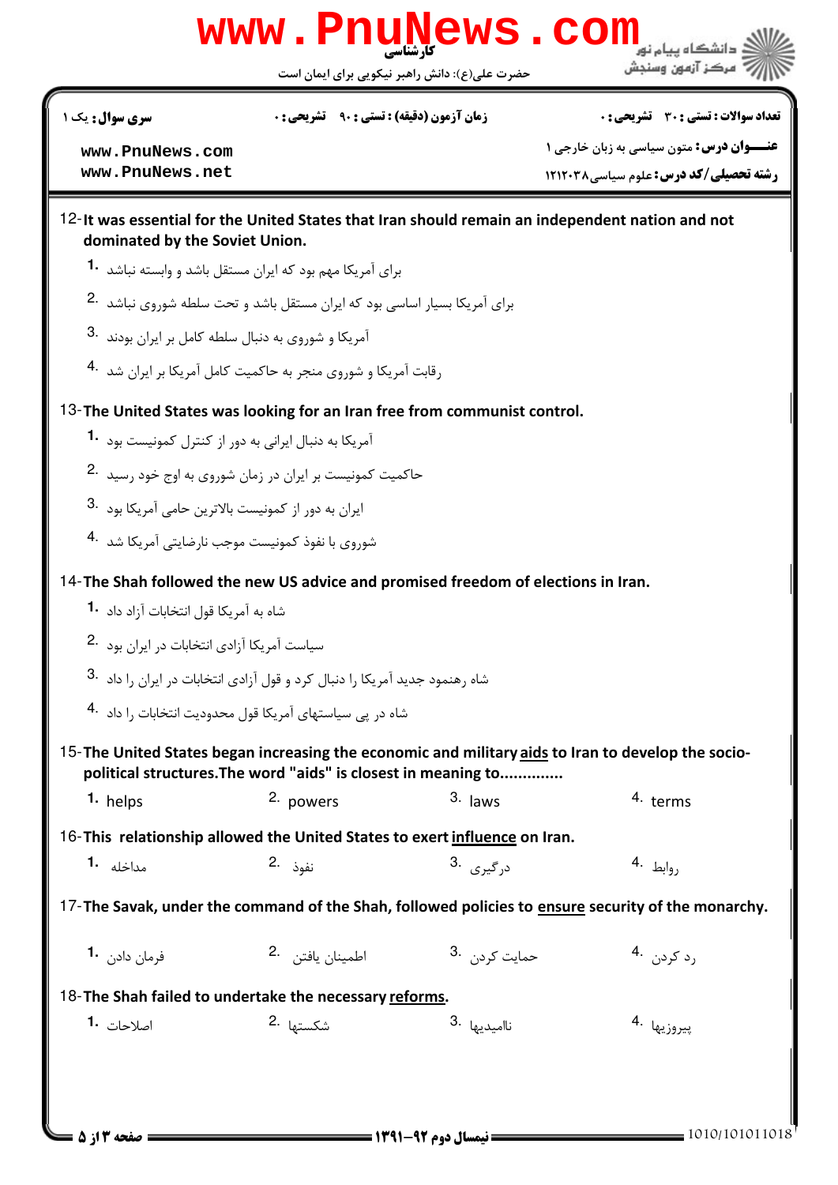12- **It was essential for the United States that Iran should remain an independent nation and not dominated by the Soviet Union.**

1. برای آمریکا مهم بود که ایران مستقل باشد و وابسته نباشد
2. برای آمریکا بسیار اساسی بود که ایران مستقل باشد و تحت سلطه شوروی نباشد
3. آمریکا و شوروی به دنبال سلطه کامل بر ایران بودند
4. رقابت آمریکا و شوروی منجر به حاکمیت کامل آمریکا بر ایران شد

13- **The United States was looking for an Iran free from communist control.**

1. آمریکا به دنبال ایرانی به دور از کنترل کمونیست بود
2. حاکمیت کمونیست بر ایران در زمان شوروی به اوج خود رسید
3. ایران به دور از کمونیست بالاترین حامی آمریکا بود
4. شوروی با نفوذ کمونیست موجب نارضایتی آمریکا شد

14- **The Shah followed the new US advice and promised freedom of elections in Iran.**

1. شاه به آمریکا قول انتخابات آزاد داد
2. سیاست آمریکا آزادی انتخابات در ایران بود
3. شاه رهنمود جدید آمریکا را دنبال کرد و قول آزادی انتخابات در ایران را داد
4. شاه در پی سیاستهای آمریکا قول محدودیت انتخابات را داد

15- **The United States began increasing the economic and military aids to Iran to develop the socio-political structures. The word "aids" is closest in meaning to..............**

1. helps
2. powers
3. laws
4. terms

16- **This relationship allowed the United States to exert influence on Iran.**

1. مداخله
2. نفوذ
3. درگیری
4. روابط

17- **The Savak, under the command of the Shah, followed policies to ensure security of the monarchy.**

1. فرمان دادن
2. اطمینان یافتن
3. حمایت کردن
4. رد کردن

18- **The Shah failed to undertake the necessary reforms.**

1. اصلاحات
2. شکستها
3. ناامیدیها
4. پیروزیها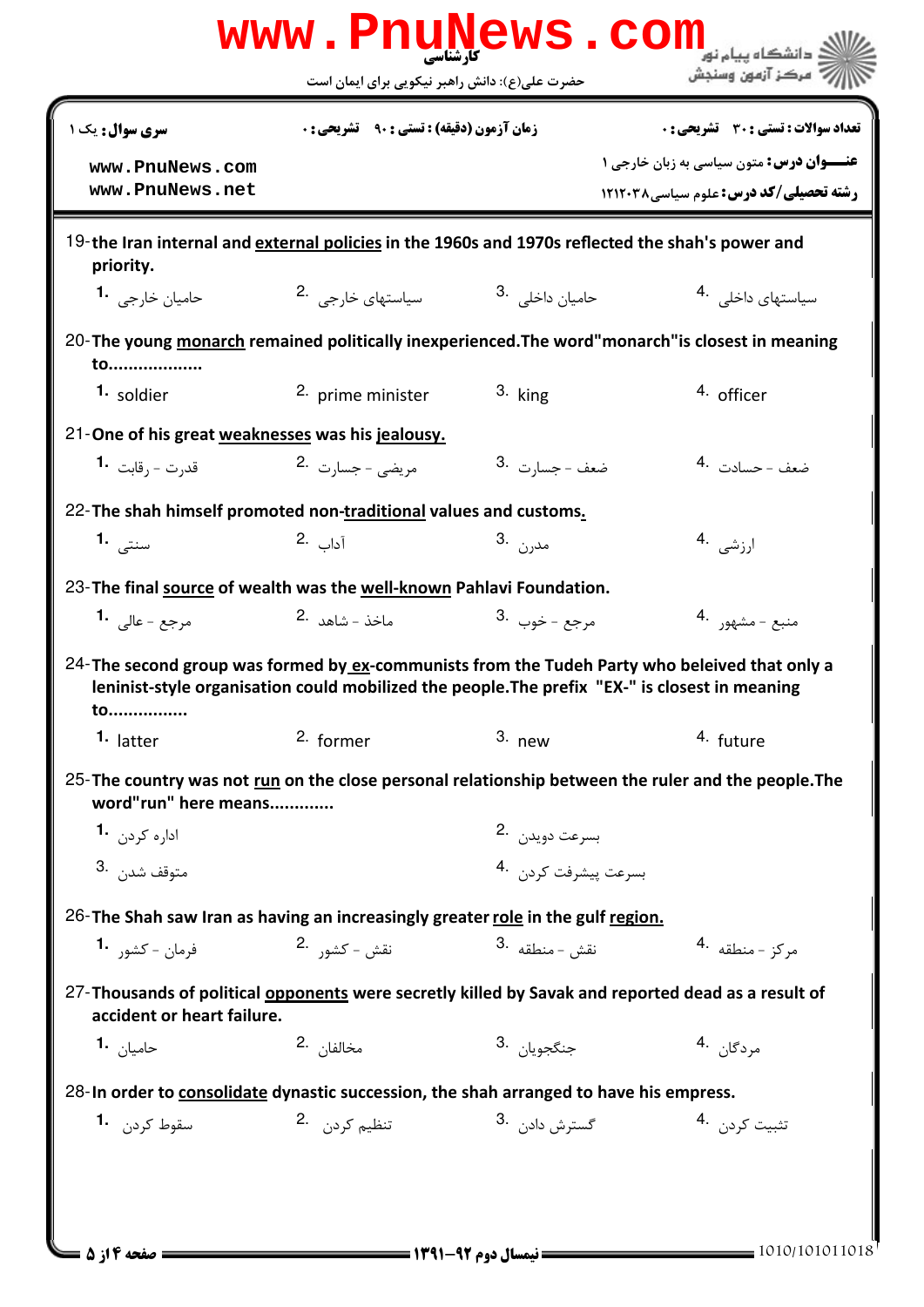19-the Iran internal and external policies in the 1960s and 1970s reflected the shah's power and priority.

1. حامیان خارجی
2. سیاستهای خارجی
3. حامیان داخلی
4. سیاستهای داخلی

20-The young monarch remained politically inexperienced.The word"monarch"is closest in meaning to..................

1. soldier
2. prime minister
3. king
4. officer

21-One of his great weaknesses was his jealousy.

1. قدرت - رقابت
2. مریضی - جسارت
3. ضعف - جسارت
4. ضعف - حسادت

22-The shah himself promoted non-traditional values and customs.

1. سنتی
2. آداب
3. مدرن
4. ارزشی

23-The final source of wealth was the well-known Pahlavi Foundation.

1. مرجع - عالی
2. ماخذ - شاهد
3. مرجع - خوب
4. منبع - مشهور

24-The second group was formed by ex-communists from the Tudeh Party who beleived that only a leninist-style organisation could mobilized the people.The prefix "EX-" is closest in meaning to...............

1. latter
2. former
3. new
4. future

25-The country was not run on the close personal relationship between the ruler and the people.The word"run" here means............

1. اداره کردن
2. بسرعت دویدن
3. متوقف شدن
4. بسرعت پیشرفت کردن

26-The Shah saw Iran as having an increasingly greater role in the gulf region.

1. فرمان - کشور
2. نقش - کشور
3. نقش - منطقه
4. مرکز - منطقه

27-Thousands of political opponents were secretly killed by Savak and reported dead as a result of accident or heart failure.

1. حامیان
2. مخالفان
3. جنگجویان
4. مردگان

28-In order to consolidate dynastic succession, the shah arranged to have his empress.

1. سقوط کردن
2. تنظیم کردن
3. گسترش دادن
4. تثبیت کردن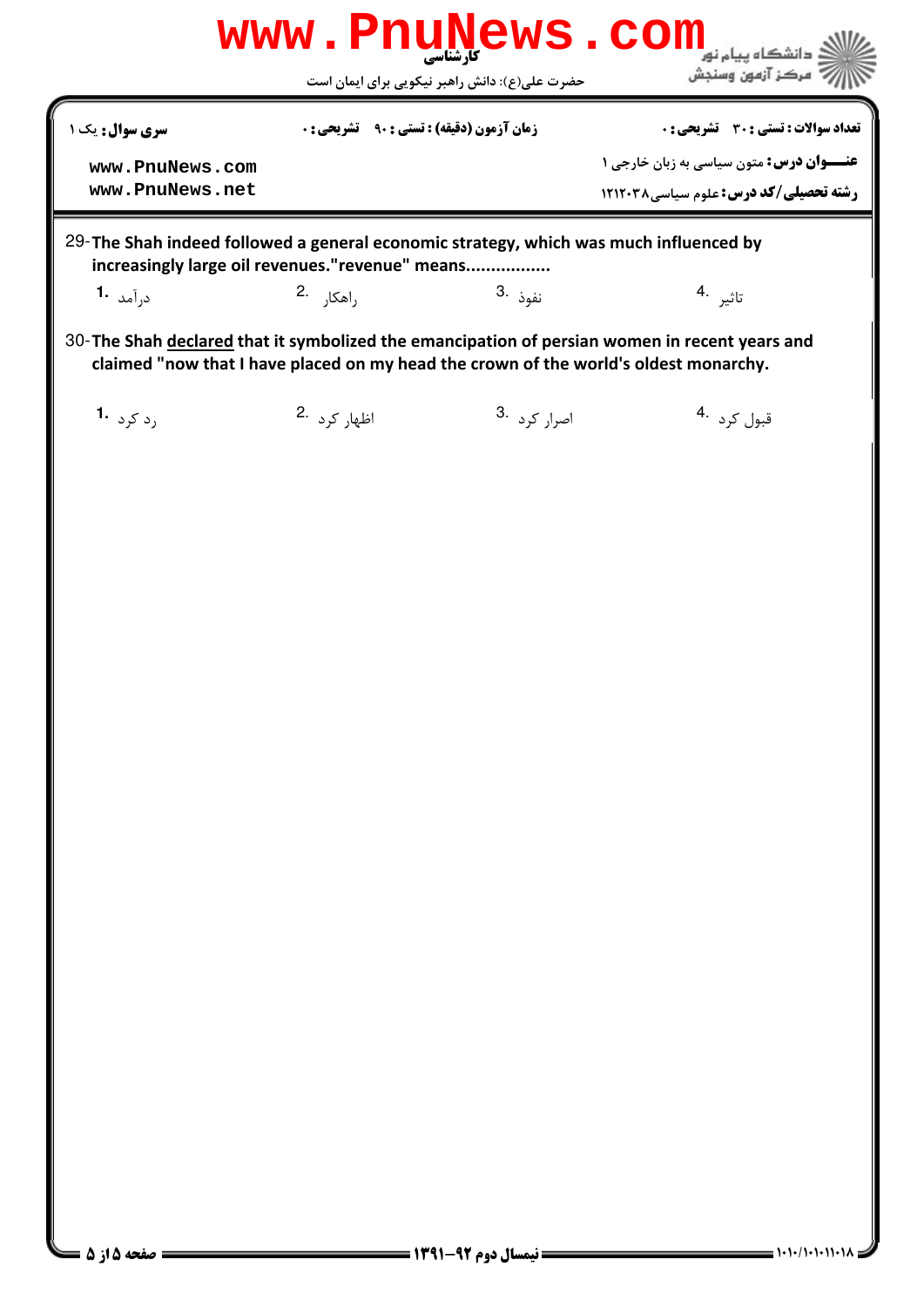29- **The Shah indeed followed a general economic strategy, which was much influenced by increasingly large oil revenues."revenue" means.................**

1. درآمد
2. راهکار
3. نفوذ
4. تاثیر

30- **The Shah declared that it symbolized the emancipation of persian women in recent years and claimed "now that I have placed on my head the crown of the world's oldest monarchy.**

1. رد کرد
2. اظهار کرد
3. اصرار کرد
4. قبول کرد